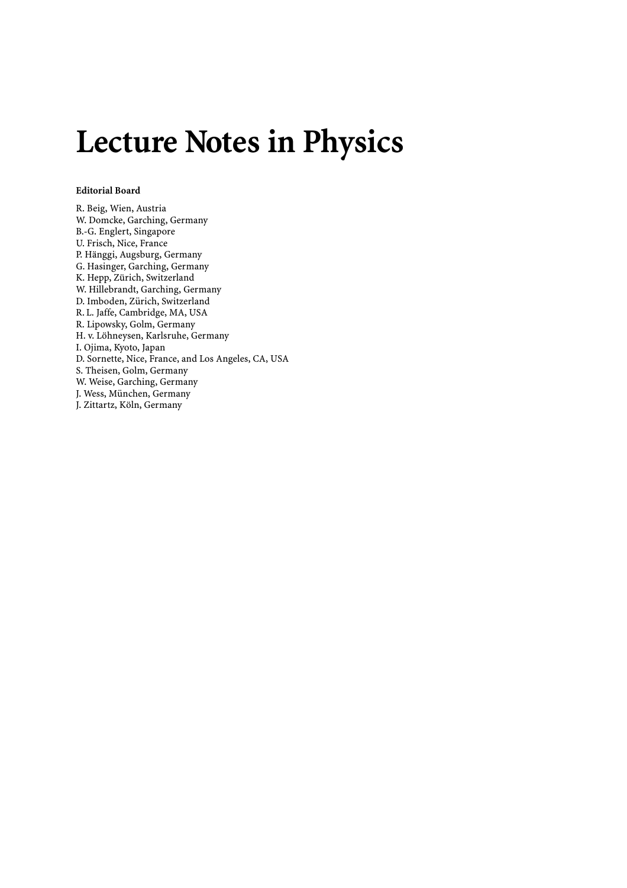# Lecture Notes in Physics

**Editorial Board**

R. Beig, Wien, Austria
W. Domcke, Garching, Germany
B.-G. Englert, Singapore
U. Frisch, Nice, France
P. Hänggi, Augsburg, Germany
G. Hasinger, Garching, Germany
K. Hepp, Zürich, Switzerland
W. Hillebrandt, Garching, Germany
D. Imboden, Zürich, Switzerland
R. L. Jaffe, Cambridge, MA, USA
R. Lipowsky, Golm, Germany
H. v. Löhneysen, Karlsruhe, Germany
I. Ojima, Kyoto, Japan
D. Sornette, Nice, France, and Los Angeles, CA, USA
S. Theisen, Golm, Germany
W. Weise, Garching, Germany
J. Wess, München, Germany
J. Zittartz, Köln, Germany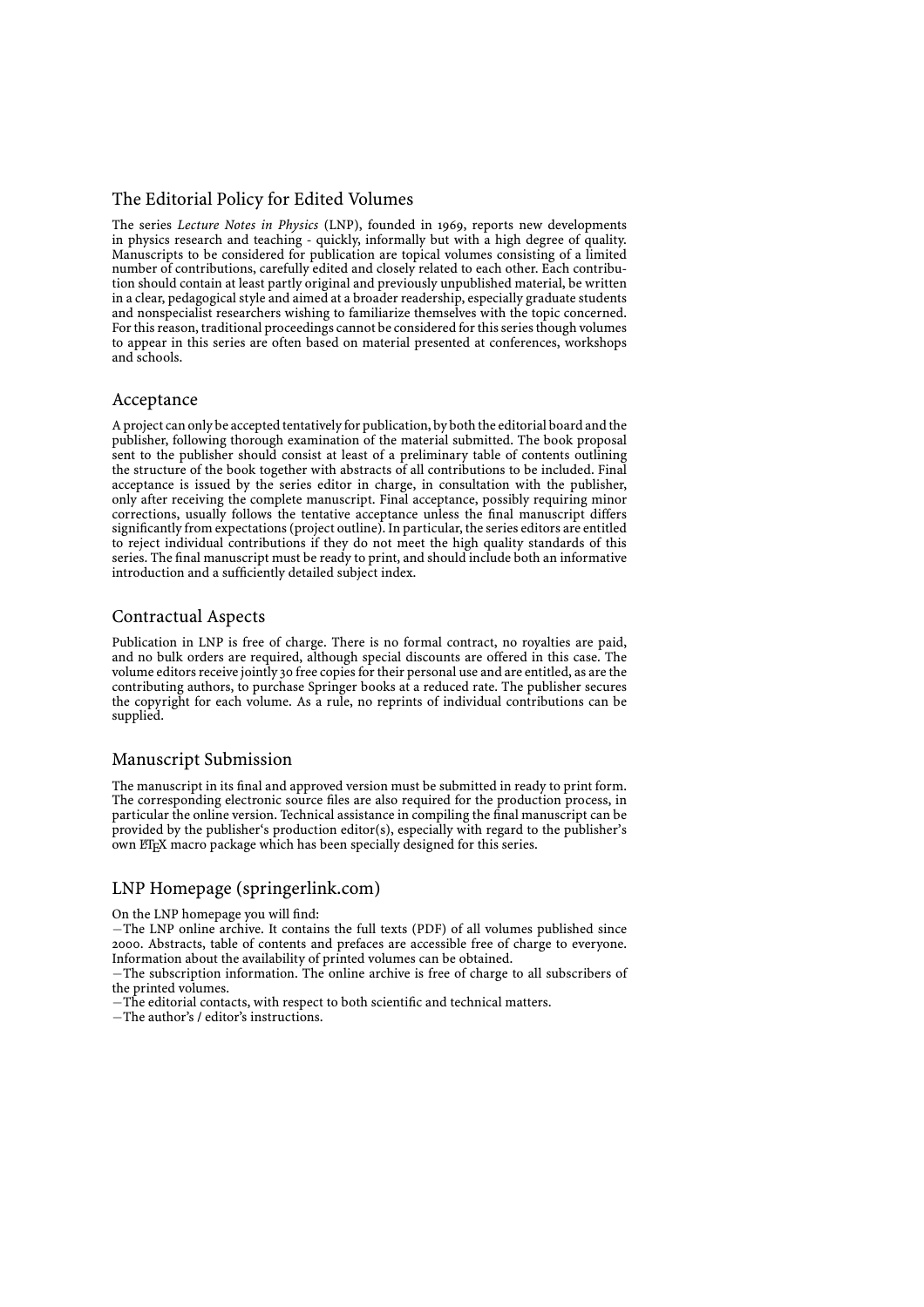## The Editorial Policy for Edited Volumes

The series *Lecture Notes in Physics* (LNP), founded in 1969, reports new developments in physics research and teaching - quickly, informally but with a high degree of quality. Manuscripts to be considered for publication are topical volumes consisting of a limited number of contributions, carefully edited and closely related to each other. Each contribution should contain at least partly original and previously unpublished material, be written in a clear, pedagogical style and aimed at a broader readership, especially graduate students and nonspecialist researchers wishing to familiarize themselves with the topic concerned. For this reason, traditional proceedings cannot be considered for this series though volumes to appear in this series are often based on material presented at conferences, workshops and schools.

## Acceptance

A project can only be accepted tentatively for publication, by both the editorial board and the publisher, following thorough examination of the material submitted. The book proposal sent to the publisher should consist at least of a preliminary table of contents outlining the structure of the book together with abstracts of all contributions to be included. Final acceptance is issued by the series editor in charge, in consultation with the publisher, only after receiving the complete manuscript. Final acceptance, possibly requiring minor corrections, usually follows the tentative acceptance unless the final manuscript differs significantly from expectations (project outline). In particular, the series editors are entitled to reject individual contributions if they do not meet the high quality standards of this series. The final manuscript must be ready to print, and should include both an informative introduction and a sufficiently detailed subject index.

## Contractual Aspects

Publication in LNP is free of charge. There is no formal contract, no royalties are paid, and no bulk orders are required, although special discounts are offered in this case. The volume editors receive jointly 30 free copies for their personal use and are entitled, as are the contributing authors, to purchase Springer books at a reduced rate. The publisher secures the copyright for each volume. As a rule, no reprints of individual contributions can be supplied.

## Manuscript Submission

The manuscript in its final and approved version must be submitted in ready to print form. The corresponding electronic source files are also required for the production process, in particular the online version. Technical assistance in compiling the final manuscript can be provided by the publisher's production editor(s), especially with regard to the publisher's own LaTeX macro package which has been specially designed for this series.

## LNP Homepage (springerlink.com)

On the LNP homepage you will find:

—The LNP online archive. It contains the full texts (PDF) of all volumes published since 2000. Abstracts, table of contents and prefaces are accessible free of charge to everyone. Information about the availability of printed volumes can be obtained.

—The subscription information. The online archive is free of charge to all subscribers of the printed volumes.

—The editorial contacts, with respect to both scientific and technical matters.

—The author's / editor's instructions.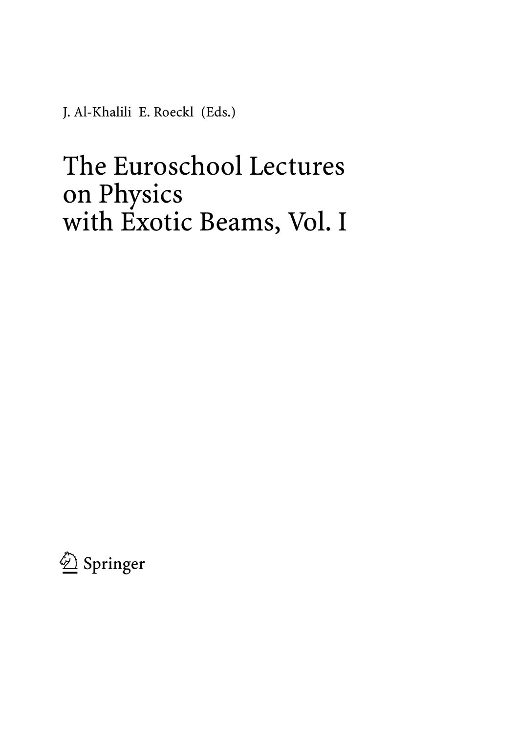J. Al-Khalili E. Roeckl (Eds.)

# The Euroschool Lectures on Physics with Exotic Beams, Vol. I

Springer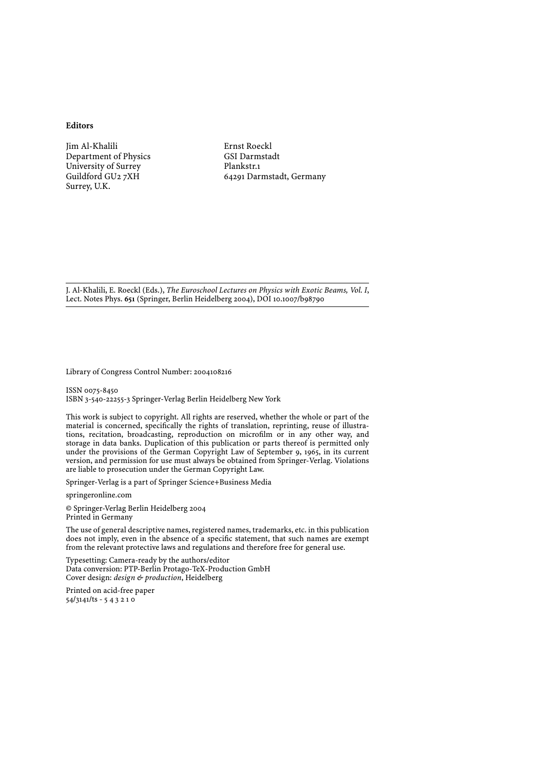**Editors**

Jim Al-Khalili
Department of Physics
University of Surrey
Guildford GU2 7XH
Surrey, U.K.

Ernst Roeckl
GSI Darmstadt
Plankstr.1
64291 Darmstadt, Germany

---

J. Al-Khalili, E. Roeckl (Eds.), *The Euroschool Lectures on Physics with Exotic Beams, Vol. I*, Lect. Notes Phys. **651** (Springer, Berlin Heidelberg 2004), DOI 10.1007/b98790

---

Library of Congress Control Number: 2004108216

ISSN 0075-8450
ISBN 3-540-22255-3 Springer-Verlag Berlin Heidelberg New York

This work is subject to copyright. All rights are reserved, whether the whole or part of the material is concerned, specifically the rights of translation, reprinting, reuse of illustrations, recitation, broadcasting, reproduction on microfilm or in any other way, and storage in data banks. Duplication of this publication or parts thereof is permitted only under the provisions of the German Copyright Law of September 9, 1965, in its current version, and permission for use must always be obtained from Springer-Verlag. Violations are liable to prosecution under the German Copyright Law.

Springer-Verlag is a part of Springer Science+Business Media

springeronline.com

© Springer-Verlag Berlin Heidelberg 2004
Printed in Germany

The use of general descriptive names, registered names, trademarks, etc. in this publication does not imply, even in the absence of a specific statement, that such names are exempt from the relevant protective laws and regulations and therefore free for general use.

Typesetting: Camera-ready by the authors/editor
Data conversion: PTP-Berlin Protago-TeX-Production GmbH
Cover design: *design & production*, Heidelberg

Printed on acid-free paper
54/3141/ts - 5 4 3 2 1 0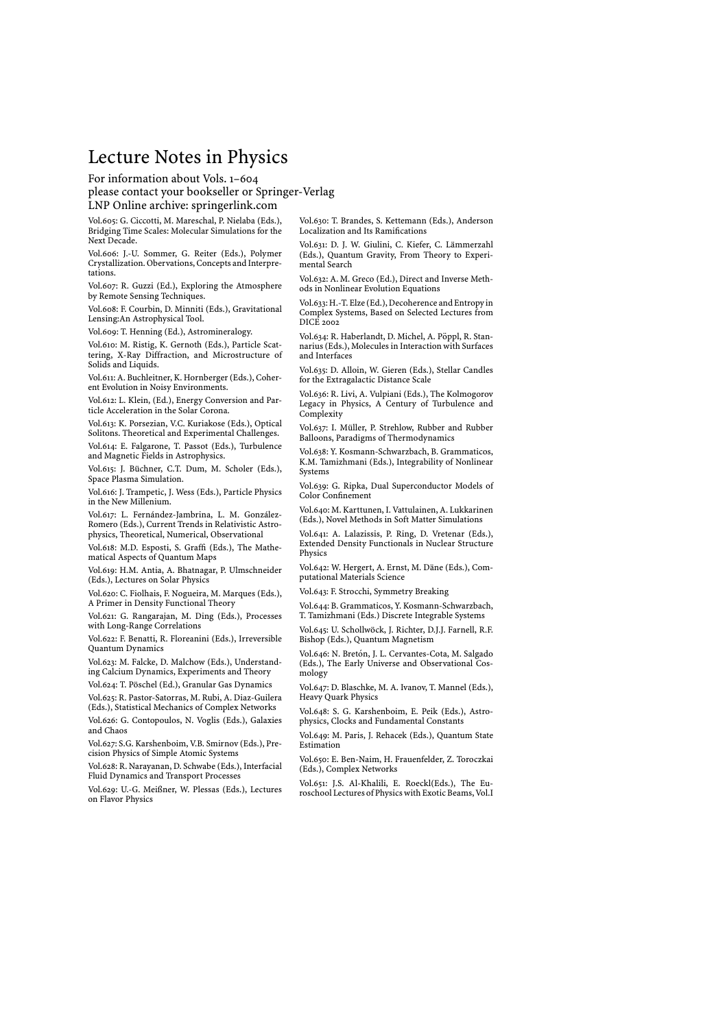# Lecture Notes in Physics

For information about Vols. 1–604
please contact your bookseller or Springer-Verlag
LNP Online archive: springerlink.com

Vol.605: G. Ciccotti, M. Mareschal, P. Nielaba (Eds.), Bridging Time Scales: Molecular Simulations for the Next Decade.

Vol.606: J.-U. Sommer, G. Reiter (Eds.), Polymer Crystallization. Obervations, Concepts and Interpretations.

Vol.607: R. Guzzi (Ed.), Exploring the Atmosphere by Remote Sensing Techniques.

Vol.608: F. Courbin, D. Minniti (Eds.), Gravitational Lensing:An Astrophysical Tool.

Vol.609: T. Henning (Ed.), Astromineralogy.

Vol.610: M. Ristig, K. Gernoth (Eds.), Particle Scattering, X-Ray Diffraction, and Microstructure of Solids and Liquids.

Vol.611: A. Buchleitner, K. Hornberger (Eds.), Coherent Evolution in Noisy Environments.

Vol.612: L. Klein, (Ed.), Energy Conversion and Particle Acceleration in the Solar Corona.

Vol.613: K. Porsezian, V.C. Kuriakose (Eds.), Optical Solitons. Theoretical and Experimental Challenges.

Vol.614: E. Falgarone, T. Passot (Eds.), Turbulence and Magnetic Fields in Astrophysics.

Vol.615: J. Büchner, C.T. Dum, M. Scholer (Eds.), Space Plasma Simulation.

Vol.616: J. Trampetic, J. Wess (Eds.), Particle Physics in the New Millenium.

Vol.617: L. Fernández-Jambrina, L. M. González-Romero (Eds.), Current Trends in Relativistic Astrophysics, Theoretical, Numerical, Observational

Vol.618: M.D. Esposti, S. Graffi (Eds.), The Mathematical Aspects of Quantum Maps

Vol.619: H.M. Antia, A. Bhatnagar, P. Ulmschneider (Eds.), Lectures on Solar Physics

Vol.620: C. Fiolhais, F. Nogueira, M. Marques (Eds.), A Primer in Density Functional Theory

Vol.621: G. Rangarajan, M. Ding (Eds.), Processes with Long-Range Correlations

Vol.622: F. Benatti, R. Floreanini (Eds.), Irreversible Quantum Dynamics

Vol.623: M. Falcke, D. Malchow (Eds.), Understanding Calcium Dynamics, Experiments and Theory

Vol.624: T. Pöschel (Ed.), Granular Gas Dynamics

Vol.625: R. Pastor-Satorras, M. Rubi, A. Diaz-Guilera (Eds.), Statistical Mechanics of Complex Networks

Vol.626: G. Contopoulos, N. Voglis (Eds.), Galaxies and Chaos

Vol.627: S.G. Karshenboim, V.B. Smirnov (Eds.), Precision Physics of Simple Atomic Systems

Vol.628: R. Narayanan, D. Schwabe (Eds.), Interfacial Fluid Dynamics and Transport Processes

Vol.629: U.-G. Meißner, W. Plessas (Eds.), Lectures on Flavor Physics

Vol.630: T. Brandes, S. Kettemann (Eds.), Anderson Localization and Its Ramifications

Vol.631: D. J. W. Giulini, C. Kiefer, C. Lämmerzahl (Eds.), Quantum Gravity, From Theory to Experimental Search

Vol.632: A. M. Greco (Ed.), Direct and Inverse Methods in Nonlinear Evolution Equations

Vol.633: H.-T. Elze (Ed.), Decoherence and Entropy in Complex Systems, Based on Selected Lectures from DICE 2002

Vol.634: R. Haberlandt, D. Michel, A. Pöppl, R. Stannarius (Eds.), Molecules in Interaction with Surfaces and Interfaces

Vol.635: D. Alloin, W. Gieren (Eds.), Stellar Candles for the Extragalactic Distance Scale

Vol.636: R. Livi, A. Vulpiani (Eds.), The Kolmogorov Legacy in Physics, A Century of Turbulence and Complexity

Vol.637: I. Müller, P. Strehlow, Rubber and Rubber Balloons, Paradigms of Thermodynamics

Vol.638: Y. Kosmann-Schwarzbach, B. Grammaticos, K.M. Tamizhmani (Eds.), Integrability of Nonlinear Systems

Vol.639: G. Ripka, Dual Superconductor Models of Color Confinement

Vol.640: M. Karttunen, I. Vattulainen, A. Lukkarinen (Eds.), Novel Methods in Soft Matter Simulations

Vol.641: A. Lalazissis, P. Ring, D. Vretenar (Eds.), Extended Density Functionals in Nuclear Structure Physics

Vol.642: W. Hergert, A. Ernst, M. Däne (Eds.), Computational Materials Science

Vol.643: F. Strocchi, Symmetry Breaking

Vol.644: B. Grammaticos, Y. Kosmann-Schwarzbach, T. Tamizhmani (Eds.) Discrete Integrable Systems

Vol.645: U. Schollwöck, J. Richter, D.J.J. Farnell, R.F. Bishop (Eds.), Quantum Magnetism

Vol.646: N. Bretón, J. L. Cervantes-Cota, M. Salgado (Eds.), The Early Universe and Observational Cosmology

Vol.647: D. Blaschke, M. A. Ivanov, T. Mannel (Eds.), Heavy Quark Physics

Vol.648: S. G. Karshenboim, E. Peik (Eds.), Astrophysics, Clocks and Fundamental Constants

Vol.649: M. Paris, J. Rehacek (Eds.), Quantum State Estimation

Vol.650: E. Ben-Naim, H. Frauenfelder, Z. Toroczkai (Eds.), Complex Networks

Vol.651: J.S. Al-Khalili, E. Roeckl(Eds.), The Euroschool Lectures of Physics with Exotic Beams, Vol.I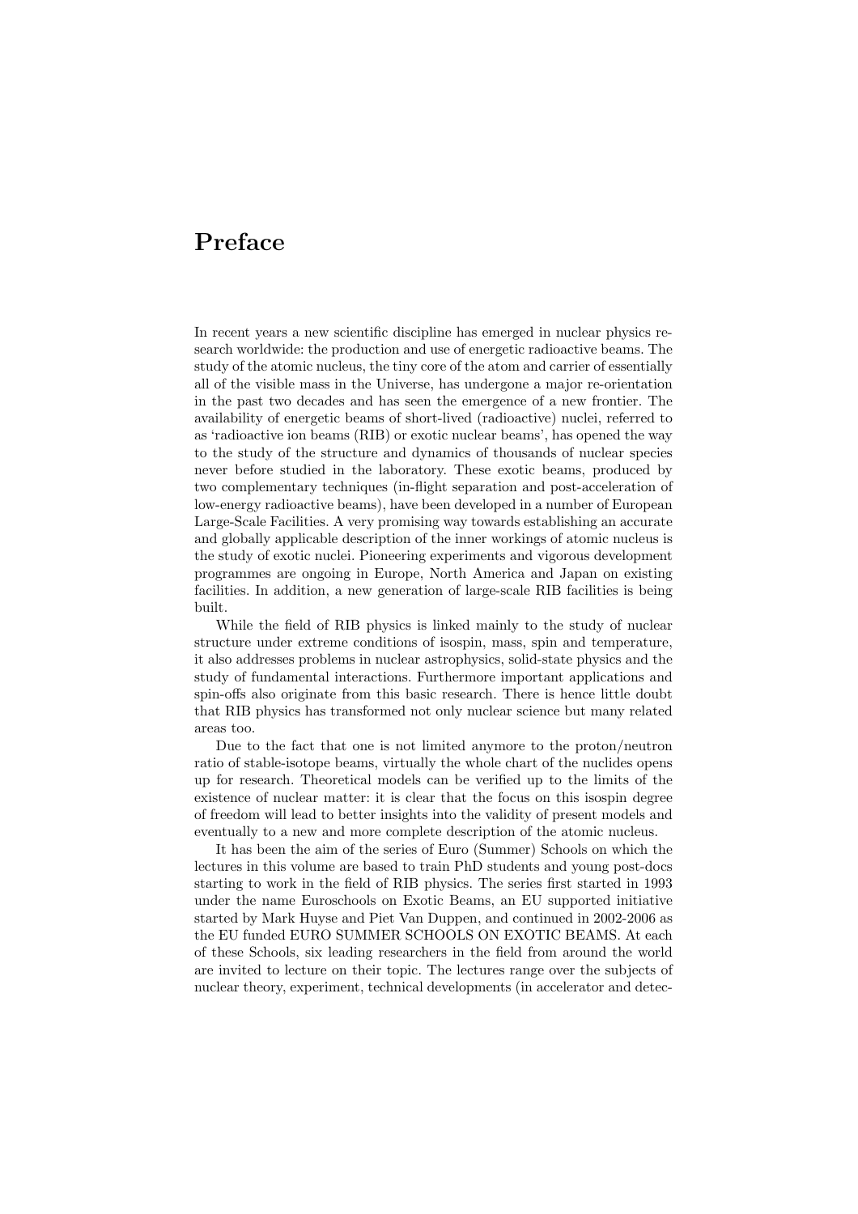# Preface

In recent years a new scientific discipline has emerged in nuclear physics research worldwide: the production and use of energetic radioactive beams. The study of the atomic nucleus, the tiny core of the atom and carrier of essentially all of the visible mass in the Universe, has undergone a major re-orientation in the past two decades and has seen the emergence of a new frontier. The availability of energetic beams of short-lived (radioactive) nuclei, referred to as 'radioactive ion beams (RIB) or exotic nuclear beams', has opened the way to the study of the structure and dynamics of thousands of nuclear species never before studied in the laboratory. These exotic beams, produced by two complementary techniques (in-flight separation and post-acceleration of low-energy radioactive beams), have been developed in a number of European Large-Scale Facilities. A very promising way towards establishing an accurate and globally applicable description of the inner workings of atomic nucleus is the study of exotic nuclei. Pioneering experiments and vigorous development programmes are ongoing in Europe, North America and Japan on existing facilities. In addition, a new generation of large-scale RIB facilities is being built.

While the field of RIB physics is linked mainly to the study of nuclear structure under extreme conditions of isospin, mass, spin and temperature, it also addresses problems in nuclear astrophysics, solid-state physics and the study of fundamental interactions. Furthermore important applications and spin-offs also originate from this basic research. There is hence little doubt that RIB physics has transformed not only nuclear science but many related areas too.

Due to the fact that one is not limited anymore to the proton/neutron ratio of stable-isotope beams, virtually the whole chart of the nuclides opens up for research. Theoretical models can be verified up to the limits of the existence of nuclear matter: it is clear that the focus on this isospin degree of freedom will lead to better insights into the validity of present models and eventually to a new and more complete description of the atomic nucleus.

It has been the aim of the series of Euro (Summer) Schools on which the lectures in this volume are based to train PhD students and young post-docs starting to work in the field of RIB physics. The series first started in 1993 under the name Euroschools on Exotic Beams, an EU supported initiative started by Mark Huyse and Piet Van Duppen, and continued in 2002-2006 as the EU funded EURO SUMMER SCHOOLS ON EXOTIC BEAMS. At each of these Schools, six leading researchers in the field from around the world are invited to lecture on their topic. The lectures range over the subjects of nuclear theory, experiment, technical developments (in accelerator and detec-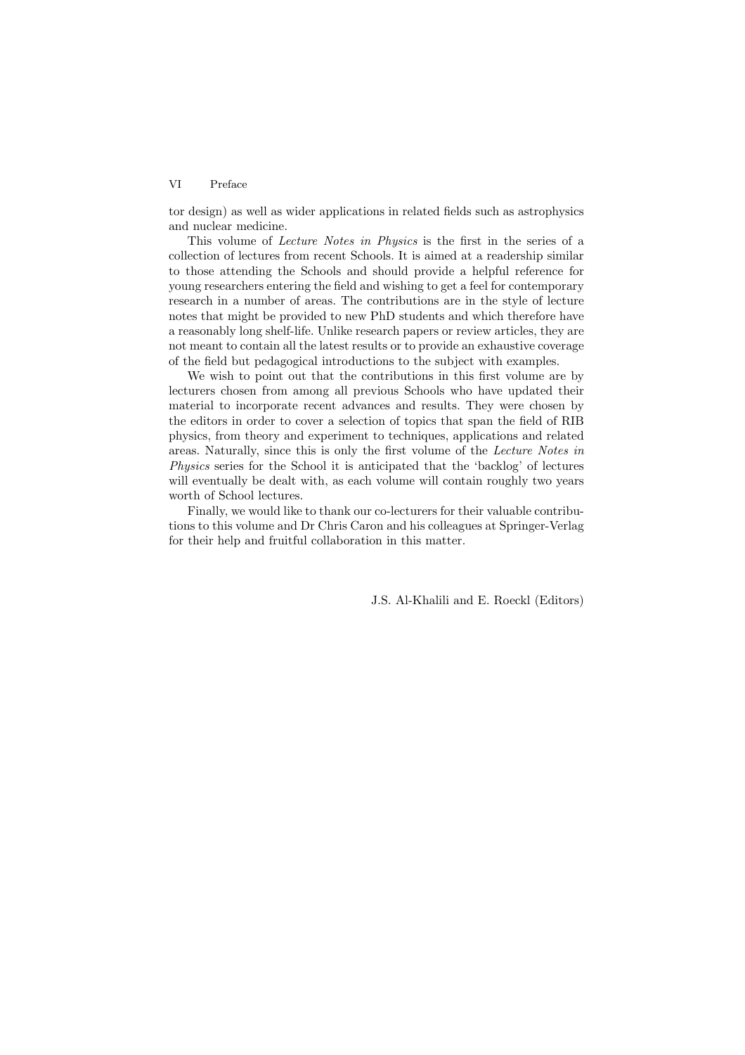tor design) as well as wider applications in related fields such as astrophysics and nuclear medicine.

This volume of *Lecture Notes in Physics* is the first in the series of a collection of lectures from recent Schools. It is aimed at a readership similar to those attending the Schools and should provide a helpful reference for young researchers entering the field and wishing to get a feel for contemporary research in a number of areas. The contributions are in the style of lecture notes that might be provided to new PhD students and which therefore have a reasonably long shelf-life. Unlike research papers or review articles, they are not meant to contain all the latest results or to provide an exhaustive coverage of the field but pedagogical introductions to the subject with examples.

We wish to point out that the contributions in this first volume are by lecturers chosen from among all previous Schools who have updated their material to incorporate recent advances and results. They were chosen by the editors in order to cover a selection of topics that span the field of RIB physics, from theory and experiment to techniques, applications and related areas. Naturally, since this is only the first volume of the *Lecture Notes in Physics* series for the School it is anticipated that the 'backlog' of lectures will eventually be dealt with, as each volume will contain roughly two years worth of School lectures.

Finally, we would like to thank our co-lecturers for their valuable contributions to this volume and Dr Chris Caron and his colleagues at Springer-Verlag for their help and fruitful collaboration in this matter.

J.S. Al-Khalili and E. Roeckl (Editors)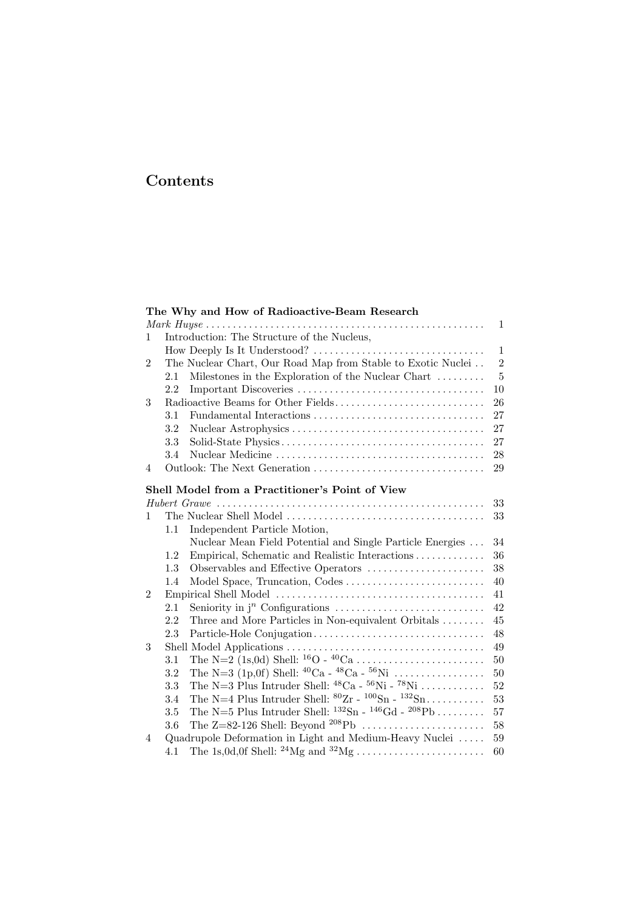# Contents

**The Why and How of Radioactive-Beam Research**
*Mark Huyse* ..... 1

1 Introduction: The Structure of the Nucleus, How Deeply Is It Understood? ..... 1
2 The Nuclear Chart, Our Road Map from Stable to Exotic Nuclei ..... 2
  2.1 Milestones in the Exploration of the Nuclear Chart ..... 5
  2.2 Important Discoveries ..... 10
3 Radioactive Beams for Other Fields ..... 26
  3.1 Fundamental Interactions ..... 27
  3.2 Nuclear Astrophysics ..... 27
  3.3 Solid-State Physics ..... 27
  3.4 Nuclear Medicine ..... 28
4 Outlook: The Next Generation ..... 29

**Shell Model from a Practitioner's Point of View**
*Hubert Grawe* ..... 33

1 The Nuclear Shell Model ..... 33
  1.1 Independent Particle Motion, Nuclear Mean Field Potential and Single Particle Energies ..... 34
  1.2 Empirical, Schematic and Realistic Interactions ..... 36
  1.3 Observables and Effective Operators ..... 38
  1.4 Model Space, Truncation, Codes ..... 40
2 Empirical Shell Model ..... 41
  2.1 Seniority in $j^n$ Configurations ..... 42
  2.2 Three and More Particles in Non-equivalent Orbitals ..... 45
  2.3 Particle-Hole Conjugation ..... 48
3 Shell Model Applications ..... 49
  3.1 The N=2 (1s,0d) Shell: $^{16}$O - $^{40}$Ca ..... 50
  3.2 The N=3 (1p,0f) Shell: $^{40}$Ca - $^{48}$Ca - $^{56}$Ni ..... 50
  3.3 The N=3 Plus Intruder Shell: $^{48}$Ca - $^{56}$Ni - $^{78}$Ni ..... 52
  3.4 The N=4 Plus Intruder Shell: $^{80}$Zr - $^{100}$Sn - $^{132}$Sn ..... 53
  3.5 The N=5 Plus Intruder Shell: $^{132}$Sn - $^{146}$Gd - $^{208}$Pb ..... 57
  3.6 The Z=82-126 Shell: Beyond $^{208}$Pb ..... 58
4 Quadrupole Deformation in Light and Medium-Heavy Nuclei ..... 59
  4.1 The 1s,0d,0f Shell: $^{24}$Mg and $^{32}$Mg ..... 60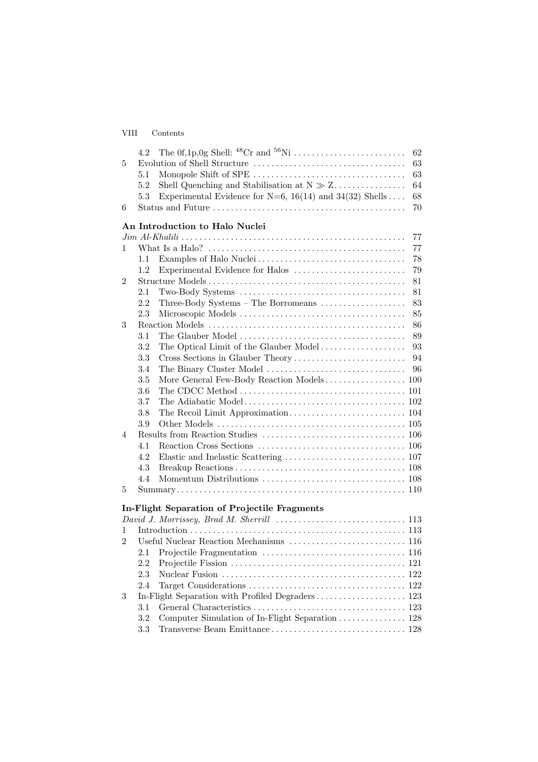4.2 The 0f,1p,0g Shell: $^{48}$Cr and $^{56}$Ni ... 62
5 Evolution of Shell Structure ... 63
5.1 Monopole Shift of SPE ... 63
5.2 Shell Quenching and Stabilisation at $N \gg Z$ ... 64
5.3 Experimental Evidence for N=6, 16(14) and 34(32) Shells ... 68
6 Status and Future ... 70

**An Introduction to Halo Nuclei**
*Jim Al-Khalili* ... 77
1 What Is a Halo? ... 77
1.1 Examples of Halo Nuclei ... 78
1.2 Experimental Evidence for Halos ... 79
2 Structure Models ... 81
2.1 Two-Body Systems ... 81
2.2 Three-Body Systems – The Borromeans ... 83
2.3 Microscopic Models ... 85
3 Reaction Models ... 86
3.1 The Glauber Model ... 89
3.2 The Optical Limit of the Glauber Model ... 93
3.3 Cross Sections in Glauber Theory ... 94
3.4 The Binary Cluster Model ... 96
3.5 More General Few-Body Reaction Models ... 100
3.6 The CDCC Method ... 101
3.7 The Adiabatic Model ... 102
3.8 The Recoil Limit Approximation ... 104
3.9 Other Models ... 105
4 Results from Reaction Studies ... 106
4.1 Reaction Cross Sections ... 106
4.2 Elastic and Inelastic Scattering ... 107
4.3 Breakup Reactions ... 108
4.4 Momentum Distributions ... 108
5 Summary ... 110

**In-Flight Separation of Projectile Fragments**
*David J. Morrissey, Brad M. Sherrill* ... 113
1 Introduction ... 113
2 Useful Nuclear Reaction Mechanisms ... 116
2.1 Projectile Fragmentation ... 116
2.2 Projectile Fission ... 121
2.3 Nuclear Fusion ... 122
2.4 Target Considerations ... 122
3 In-Flight Separation with Profiled Degraders ... 123
3.1 General Characteristics ... 123
3.2 Computer Simulation of In-Flight Separation ... 128
3.3 Transverse Beam Emittance ... 128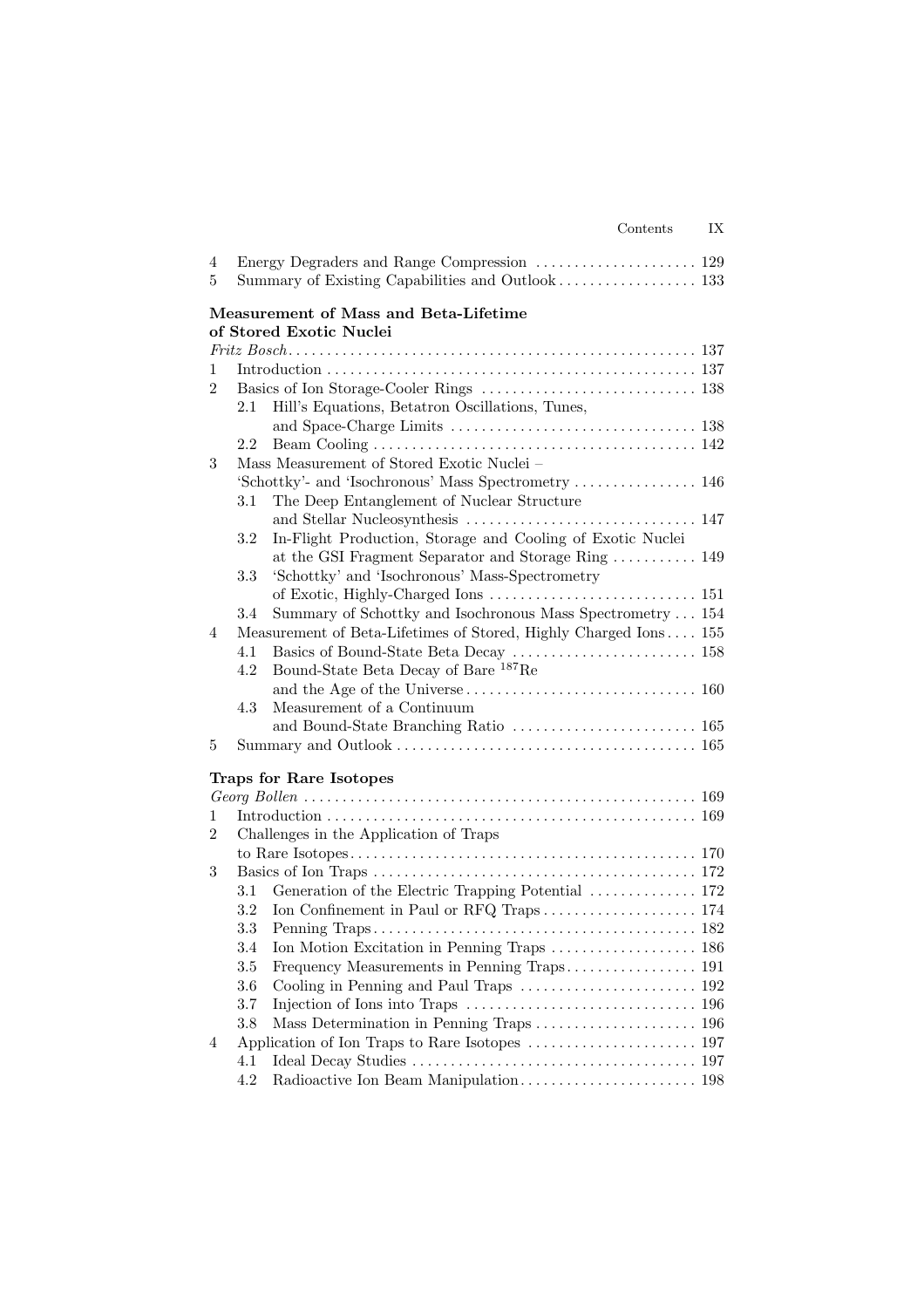4 Energy Degraders and Range Compression . . . . . . . . . . . . . . . . . . . . . 129
5 Summary of Existing Capabilities and Outlook . . . . . . . . . . . . . . . . . . 133

**Measurement of Mass and Beta-Lifetime of Stored Exotic Nuclei**

*Fritz Bosch* . . . . . . . . . . . . . . . . . . . . . . . . . . . . . . . . . . . . . . . . . . . . . . . . . . . . 137

1 Introduction . . . . . . . . . . . . . . . . . . . . . . . . . . . . . . . . . . . . . . . . . . . . . . . . 137
2 Basics of Ion Storage-Cooler Rings . . . . . . . . . . . . . . . . . . . . . . . . . . . . 138
  2.1 Hill's Equations, Betatron Oscillations, Tunes, and Space-Charge Limits . . . . . . . . . . . . . . . . . . . . . . . . . . . . . . . . 138
  2.2 Beam Cooling . . . . . . . . . . . . . . . . . . . . . . . . . . . . . . . . . . . . . . . . . . 142
3 Mass Measurement of Stored Exotic Nuclei – 'Schottky'- and 'Isochronous' Mass Spectrometry . . . . . . . . . . . . . . . . 146
  3.1 The Deep Entanglement of Nuclear Structure and Stellar Nucleosynthesis . . . . . . . . . . . . . . . . . . . . . . . . . . . . . . 147
  3.2 In-Flight Production, Storage and Cooling of Exotic Nuclei at the GSI Fragment Separator and Storage Ring . . . . . . . . . . . 149
  3.3 'Schottky' and 'Isochronous' Mass-Spectrometry of Exotic, Highly-Charged Ions . . . . . . . . . . . . . . . . . . . . . . . . . . . 151
  3.4 Summary of Schottky and Isochronous Mass Spectrometry . . . 154
4 Measurement of Beta-Lifetimes of Stored, Highly Charged Ions . . . . 155
  4.1 Basics of Bound-State Beta Decay . . . . . . . . . . . . . . . . . . . . . . . . 158
  4.2 Bound-State Beta Decay of Bare $^{187}$Re and the Age of the Universe . . . . . . . . . . . . . . . . . . . . . . . . . . . . . . 160
  4.3 Measurement of a Continuum and Bound-State Branching Ratio . . . . . . . . . . . . . . . . . . . . . . . . 165
5 Summary and Outlook . . . . . . . . . . . . . . . . . . . . . . . . . . . . . . . . . . . . . . . 165

**Traps for Rare Isotopes**

*Georg Bollen* . . . . . . . . . . . . . . . . . . . . . . . . . . . . . . . . . . . . . . . . . . . . . . . . . . . 169

1 Introduction . . . . . . . . . . . . . . . . . . . . . . . . . . . . . . . . . . . . . . . . . . . . . . . . 169
2 Challenges in the Application of Traps to Rare Isotopes . . . . . . . . . . . . . . . . . . . . . . . . . . . . . . . . . . . . . . . . . . . . . 170
3 Basics of Ion Traps . . . . . . . . . . . . . . . . . . . . . . . . . . . . . . . . . . . . . . . . . . 172
  3.1 Generation of the Electric Trapping Potential . . . . . . . . . . . . . . 172
  3.2 Ion Confinement in Paul or RFQ Traps . . . . . . . . . . . . . . . . . . . . 174
  3.3 Penning Traps . . . . . . . . . . . . . . . . . . . . . . . . . . . . . . . . . . . . . . . . . 182
  3.4 Ion Motion Excitation in Penning Traps . . . . . . . . . . . . . . . . . . . 186
  3.5 Frequency Measurements in Penning Traps . . . . . . . . . . . . . . . . . 191
  3.6 Cooling in Penning and Paul Traps . . . . . . . . . . . . . . . . . . . . . . . 192
  3.7 Injection of Ions into Traps . . . . . . . . . . . . . . . . . . . . . . . . . . . . . . 196
  3.8 Mass Determination in Penning Traps . . . . . . . . . . . . . . . . . . . . . 196
4 Application of Ion Traps to Rare Isotopes . . . . . . . . . . . . . . . . . . . . . . 197
  4.1 Ideal Decay Studies . . . . . . . . . . . . . . . . . . . . . . . . . . . . . . . . . . . . . 197
  4.2 Radioactive Ion Beam Manipulation . . . . . . . . . . . . . . . . . . . . . . . 198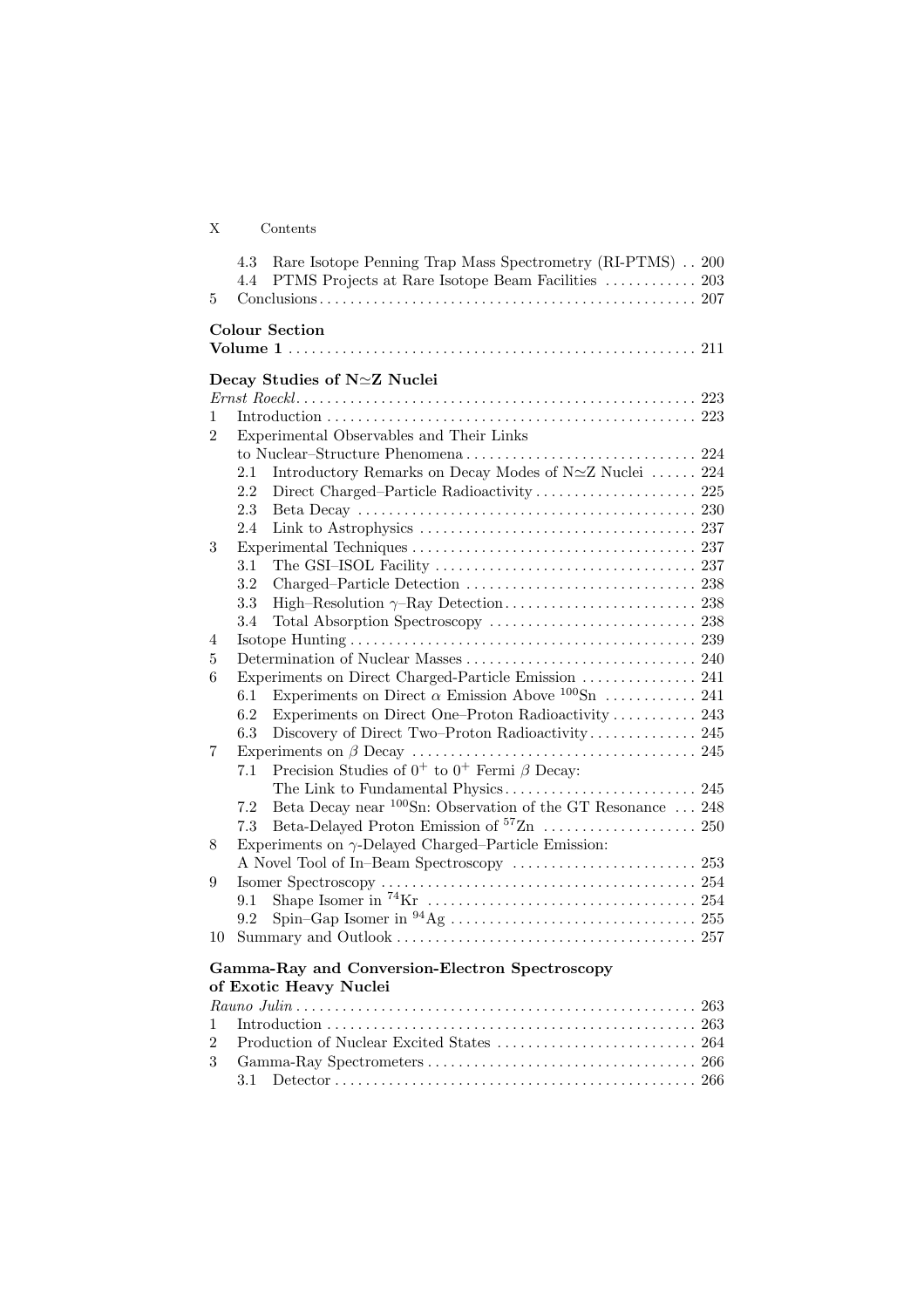4.3 Rare Isotope Penning Trap Mass Spectrometry (RI-PTMS) . . 200
4.4 PTMS Projects at Rare Isotope Beam Facilities . . . . . . . . . . . . 203

5 Conclusions . . . . . . . . . . . . . . . . . . . . . . . . . . . . . . . . . . . . . . . . . . . . . . . . 207

**Colour Section**
**Volume 1** . . . . . . . . . . . . . . . . . . . . . . . . . . . . . . . . . . . . . . . . . . . . . . . . . . . 211

**Decay Studies of N≃Z Nuclei**
*Ernst Roeckl* . . . . . . . . . . . . . . . . . . . . . . . . . . . . . . . . . . . . . . . . . . . . . . . . . 223

1 Introduction . . . . . . . . . . . . . . . . . . . . . . . . . . . . . . . . . . . . . . . . . . . . . . . 223

2 Experimental Observables and Their Links to Nuclear–Structure Phenomena . . . . . . . . . . . . . . . . . . . . . . . . . . . . . . 224
2.1 Introductory Remarks on Decay Modes of N≃Z Nuclei . . . . . . 224
2.2 Direct Charged–Particle Radioactivity . . . . . . . . . . . . . . . . . . . . . 225
2.3 Beta Decay . . . . . . . . . . . . . . . . . . . . . . . . . . . . . . . . . . . . . . . . . . . 230
2.4 Link to Astrophysics . . . . . . . . . . . . . . . . . . . . . . . . . . . . . . . . . . . 237

3 Experimental Techniques . . . . . . . . . . . . . . . . . . . . . . . . . . . . . . . . . . . . 237
3.1 The GSI–ISOL Facility . . . . . . . . . . . . . . . . . . . . . . . . . . . . . . . . . 237
3.2 Charged–Particle Detection . . . . . . . . . . . . . . . . . . . . . . . . . . . . . 238
3.3 High–Resolution $\gamma$–Ray Detection . . . . . . . . . . . . . . . . . . . . . . . . . 238
3.4 Total Absorption Spectroscopy . . . . . . . . . . . . . . . . . . . . . . . . . . 238

4 Isotope Hunting . . . . . . . . . . . . . . . . . . . . . . . . . . . . . . . . . . . . . . . . . . . . 239

5 Determination of Nuclear Masses . . . . . . . . . . . . . . . . . . . . . . . . . . . . . 240

6 Experiments on Direct Charged-Particle Emission . . . . . . . . . . . . . . . 241
6.1 Experiments on Direct $\alpha$ Emission Above $^{100}$Sn . . . . . . . . . . . . 241
6.2 Experiments on Direct One–Proton Radioactivity . . . . . . . . . . . 243
6.3 Discovery of Direct Two–Proton Radioactivity . . . . . . . . . . . . . . 245

7 Experiments on $\beta$ Decay . . . . . . . . . . . . . . . . . . . . . . . . . . . . . . . . . . . . 245
7.1 Precision Studies of $0^+$ to $0^+$ Fermi $\beta$ Decay: The Link to Fundamental Physics . . . . . . . . . . . . . . . . . . . . . . . . . 245
7.2 Beta Decay near $^{100}$Sn: Observation of the GT Resonance . . . 248
7.3 Beta-Delayed Proton Emission of $^{57}$Zn . . . . . . . . . . . . . . . . . . . . 250

8 Experiments on $\gamma$-Delayed Charged–Particle Emission: A Novel Tool of In–Beam Spectroscopy . . . . . . . . . . . . . . . . . . . . . . . . 253

9 Isomer Spectroscopy . . . . . . . . . . . . . . . . . . . . . . . . . . . . . . . . . . . . . . . . . 254
9.1 Shape Isomer in $^{74}$Kr . . . . . . . . . . . . . . . . . . . . . . . . . . . . . . . . . . . 254
9.2 Spin–Gap Isomer in $^{94}$Ag . . . . . . . . . . . . . . . . . . . . . . . . . . . . . . . . 255

10 Summary and Outlook . . . . . . . . . . . . . . . . . . . . . . . . . . . . . . . . . . . . . . . 257

**Gamma-Ray and Conversion-Electron Spectroscopy of Exotic Heavy Nuclei**
*Rauno Julin* . . . . . . . . . . . . . . . . . . . . . . . . . . . . . . . . . . . . . . . . . . . . . . . . . . . 263

1 Introduction . . . . . . . . . . . . . . . . . . . . . . . . . . . . . . . . . . . . . . . . . . . . . . . . 263

2 Production of Nuclear Excited States . . . . . . . . . . . . . . . . . . . . . . . . . . 264

3 Gamma-Ray Spectrometers . . . . . . . . . . . . . . . . . . . . . . . . . . . . . . . . . . . 266
3.1 Detector . . . . . . . . . . . . . . . . . . . . . . . . . . . . . . . . . . . . . . . . . . . . . . . 266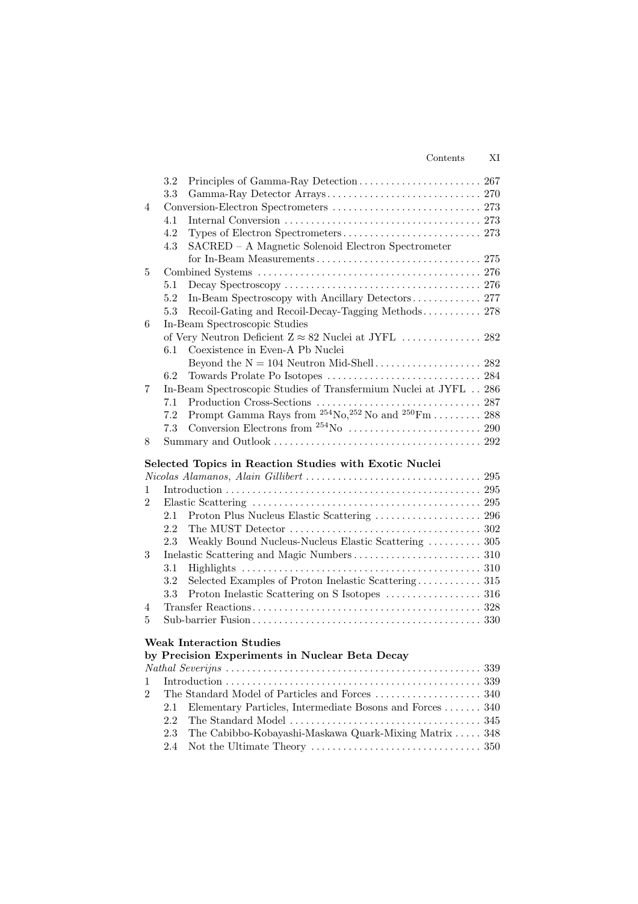3.2 Principles of Gamma-Ray Detection ....................... 267
3.3 Gamma-Ray Detector Arrays ............................. 270
4 Conversion-Electron Spectrometers ............................ 273
4.1 Internal Conversion ..................................... 273
4.2 Types of Electron Spectrometers .......................... 273
4.3 SACRED – A Magnetic Solenoid Electron Spectrometer for In-Beam Measurements ............................... 275
5 Combined Systems .......................................... 276
5.1 Decay Spectroscopy ..................................... 276
5.2 In-Beam Spectroscopy with Ancillary Detectors ............. 277
5.3 Recoil-Gating and Recoil-Decay-Tagging Methods ........... 278
6 In-Beam Spectroscopic Studies of Very Neutron Deficient $Z \approx 82$ Nuclei at JYFL ............... 282
6.1 Coexistence in Even-A Pb Nuclei Beyond the $N = 104$ Neutron Mid-Shell .................... 282
6.2 Towards Prolate Po Isotopes ............................. 284
7 In-Beam Spectroscopic Studies of Transfermium Nuclei at JYFL .. 286
7.1 Production Cross-Sections ............................... 287
7.2 Prompt Gamma Rays from $^{254}$No, $^{252}$No and $^{250}$Fm ......... 288
7.3 Conversion Electrons from $^{254}$No ......................... 290
8 Summary and Outlook ....................................... 292

**Selected Topics in Reaction Studies with Exotic Nuclei**
*Nicolas Alamanos, Alain Gillibert* ................................. 295
1 Introduction ................................................ 295
2 Elastic Scattering ........................................... 295
2.1 Proton Plus Nucleus Elastic Scattering .................... 296
2.2 The MUST Detector .................................... 302
2.3 Weakly Bound Nucleus-Nucleus Elastic Scattering .......... 305
3 Inelastic Scattering and Magic Numbers ........................ 310
3.1 Highlights ............................................. 310
3.2 Selected Examples of Proton Inelastic Scattering ............ 315
3.3 Proton Inelastic Scattering on S Isotopes .................. 316
4 Transfer Reactions ........................................... 328
5 Sub-barrier Fusion ........................................... 330

**Weak Interaction Studies by Precision Experiments in Nuclear Beta Decay**
*Nathal Severijns* ................................................ 339
1 Introduction ................................................ 339
2 The Standard Model of Particles and Forces .................... 340
2.1 Elementary Particles, Intermediate Bosons and Forces ....... 340
2.2 The Standard Model .................................... 345
2.3 The Cabibbo-Kobayashi-Maskawa Quark-Mixing Matrix ..... 348
2.4 Not the Ultimate Theory ................................ 350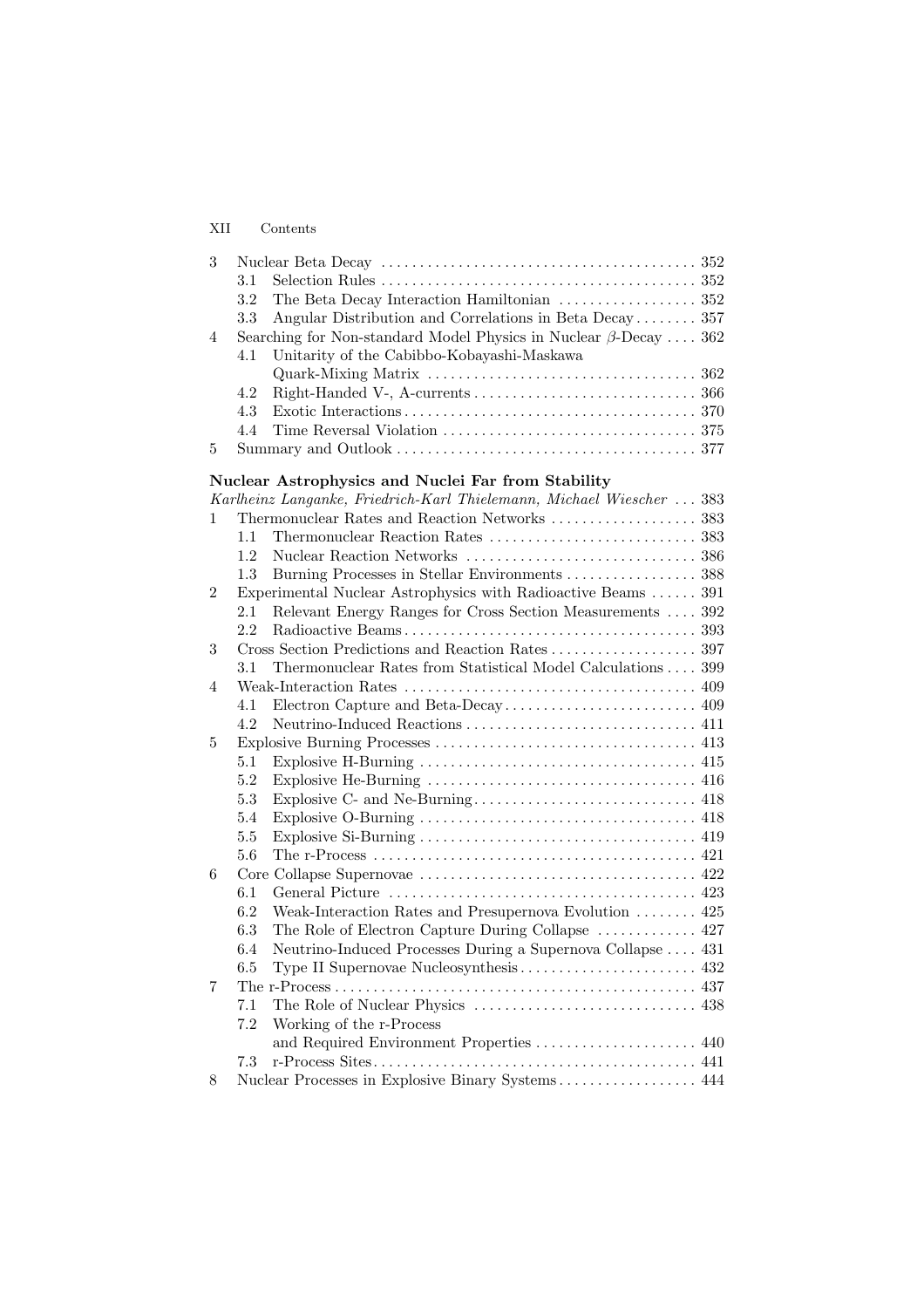3 Nuclear Beta Decay ... 352
  3.1 Selection Rules ... 352
  3.2 The Beta Decay Interaction Hamiltonian ... 352
  3.3 Angular Distribution and Correlations in Beta Decay ... 357
4 Searching for Non-standard Model Physics in Nuclear $\beta$-Decay ... 362
  4.1 Unitarity of the Cabibbo-Kobayashi-Maskawa Quark-Mixing Matrix ... 362
  4.2 Right-Handed V-, A-currents ... 366
  4.3 Exotic Interactions ... 370
  4.4 Time Reversal Violation ... 375
5 Summary and Outlook ... 377

**Nuclear Astrophysics and Nuclei Far from Stability**
*Karlheinz Langanke, Friedrich-Karl Thielemann, Michael Wiescher* ... 383
1 Thermonuclear Rates and Reaction Networks ... 383
  1.1 Thermonuclear Reaction Rates ... 383
  1.2 Nuclear Reaction Networks ... 386
  1.3 Burning Processes in Stellar Environments ... 388
2 Experimental Nuclear Astrophysics with Radioactive Beams ... 391
  2.1 Relevant Energy Ranges for Cross Section Measurements ... 392
  2.2 Radioactive Beams ... 393
3 Cross Section Predictions and Reaction Rates ... 397
  3.1 Thermonuclear Rates from Statistical Model Calculations ... 399
4 Weak-Interaction Rates ... 409
  4.1 Electron Capture and Beta-Decay ... 409
  4.2 Neutrino-Induced Reactions ... 411
5 Explosive Burning Processes ... 413
  5.1 Explosive H-Burning ... 415
  5.2 Explosive He-Burning ... 416
  5.3 Explosive C- and Ne-Burning ... 418
  5.4 Explosive O-Burning ... 418
  5.5 Explosive Si-Burning ... 419
  5.6 The r-Process ... 421
6 Core Collapse Supernovae ... 422
  6.1 General Picture ... 423
  6.2 Weak-Interaction Rates and Presupernova Evolution ... 425
  6.3 The Role of Electron Capture During Collapse ... 427
  6.4 Neutrino-Induced Processes During a Supernova Collapse ... 431
  6.5 Type II Supernovae Nucleosynthesis ... 432
7 The r-Process ... 437
  7.1 The Role of Nuclear Physics ... 438
  7.2 Working of the r-Process and Required Environment Properties ... 440
  7.3 r-Process Sites ... 441
8 Nuclear Processes in Explosive Binary Systems ... 444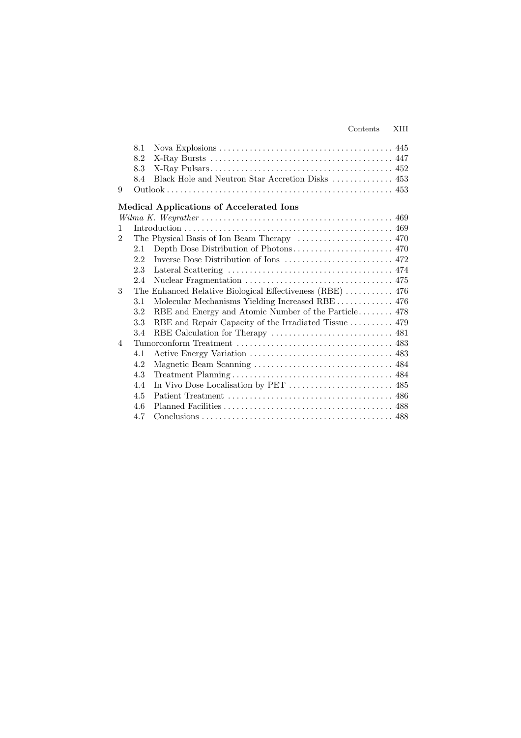8.1 Nova Explosions . . . . . 445
8.2 X-Ray Bursts . . . . . 447
8.3 X-Ray Pulsars . . . . . 452
8.4 Black Hole and Neutron Star Accretion Disks . . . . . 453
9 Outlook . . . . . 453

**Medical Applications of Accelerated Ions**

*Wilma K. Weyrather* . . . . . 469

1 Introduction . . . . . 469
2 The Physical Basis of Ion Beam Therapy . . . . . 470
2.1 Depth Dose Distribution of Photons . . . . . 470
2.2 Inverse Dose Distribution of Ions . . . . . 472
2.3 Lateral Scattering . . . . . 474
2.4 Nuclear Fragmentation . . . . . 475
3 The Enhanced Relative Biological Effectiveness (RBE) . . . . . 476
3.1 Molecular Mechanisms Yielding Increased RBE . . . . . 476
3.2 RBE and Energy and Atomic Number of the Particle . . . . . 478
3.3 RBE and Repair Capacity of the Irradiated Tissue . . . . . 479
3.4 RBE Calculation for Therapy . . . . . 481
4 Tumorconform Treatment . . . . . 483
4.1 Active Energy Variation . . . . . 483
4.2 Magnetic Beam Scanning . . . . . 484
4.3 Treatment Planning . . . . . 484
4.4 In Vivo Dose Localisation by PET . . . . . 485
4.5 Patient Treatment . . . . . 486
4.6 Planned Facilities . . . . . 488
4.7 Conclusions . . . . . 488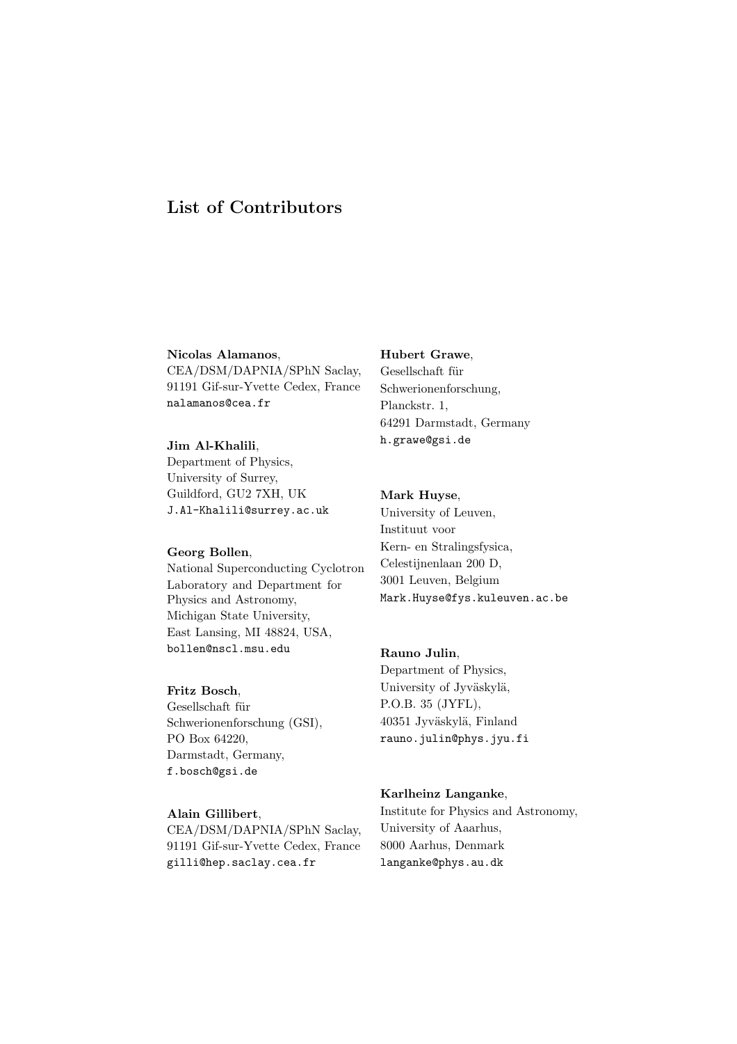# List of Contributors

**Nicolas Alamanos**,
CEA/DSM/DAPNIA/SPhN Saclay,
91191 Gif-sur-Yvette Cedex, France
nalamanos@cea.fr

**Jim Al-Khalili**,
Department of Physics,
University of Surrey,
Guildford, GU2 7XH, UK
J.Al-Khalili@surrey.ac.uk

**Georg Bollen**,
National Superconducting Cyclotron
Laboratory and Department for
Physics and Astronomy,
Michigan State University,
East Lansing, MI 48824, USA,
bollen@nscl.msu.edu

**Fritz Bosch**,
Gesellschaft für
Schwerionenforschung (GSI),
PO Box 64220,
Darmstadt, Germany,
f.bosch@gsi.de

**Alain Gillibert**,
CEA/DSM/DAPNIA/SPhN Saclay,
91191 Gif-sur-Yvette Cedex, France
gilli@hep.saclay.cea.fr

**Hubert Grawe**,
Gesellschaft für
Schwerionenforschung,
Planckstr. 1,
64291 Darmstadt, Germany
h.grawe@gsi.de

**Mark Huyse**,
University of Leuven,
Instituut voor
Kern- en Stralingsfysica,
Celestijnenlaan 200 D,
3001 Leuven, Belgium
Mark.Huyse@fys.kuleuven.ac.be

**Rauno Julin**,
Department of Physics,
University of Jyväskylä,
P.O.B. 35 (JYFL),
40351 Jyväskylä, Finland
rauno.julin@phys.jyu.fi

**Karlheinz Langanke**,
Institute for Physics and Astronomy,
University of Aaarhus,
8000 Aarhus, Denmark
langanke@phys.au.dk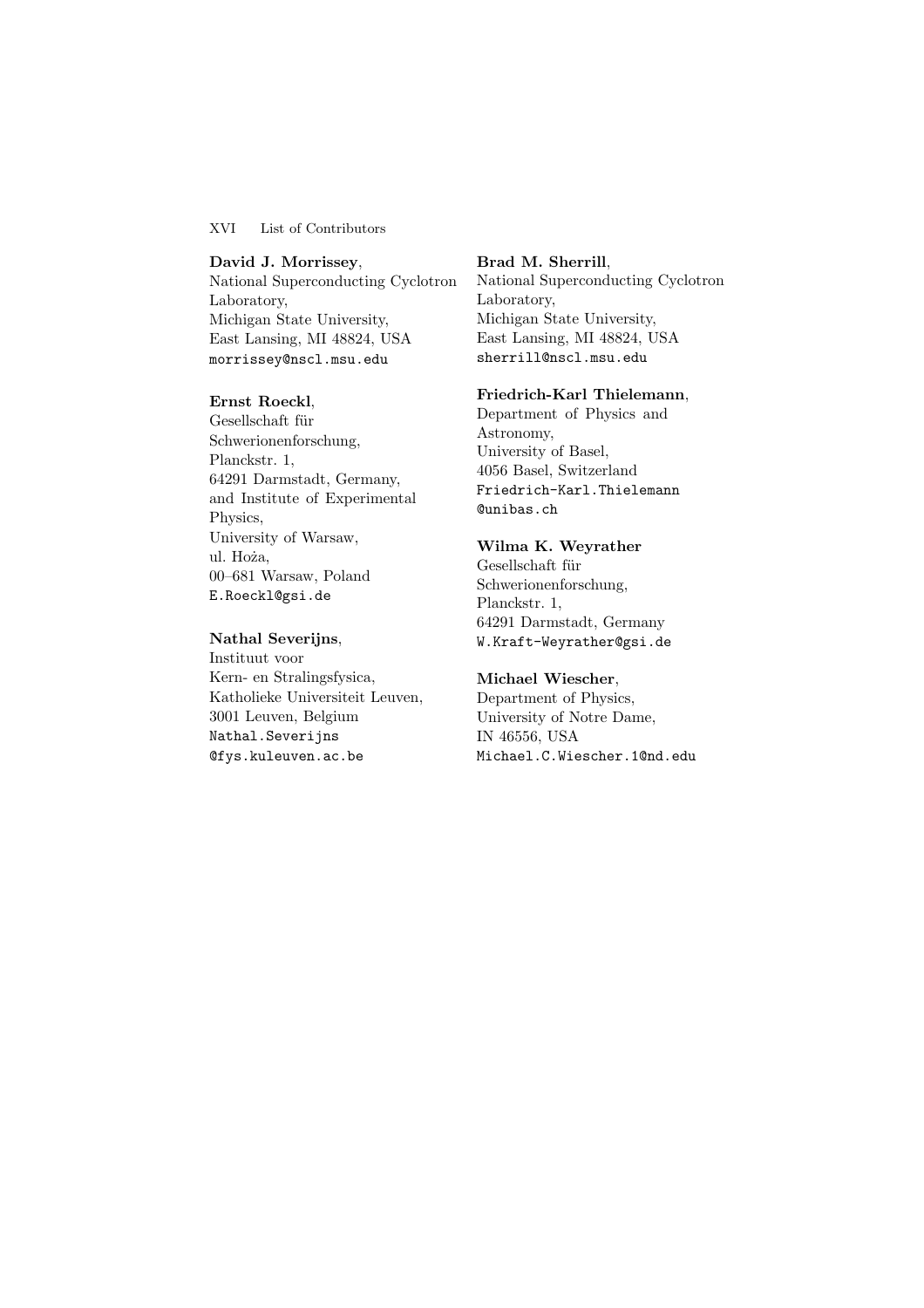**David J. Morrissey**,
National Superconducting Cyclotron Laboratory,
Michigan State University,
East Lansing, MI 48824, USA
morrissey@nscl.msu.edu

**Ernst Roeckl**,
Gesellschaft für Schwerionenforschung,
Planckstr. 1,
64291 Darmstadt, Germany,
and Institute of Experimental Physics,
University of Warsaw,
ul. Hoża,
00–681 Warsaw, Poland
E.Roeckl@gsi.de

**Nathal Severijns**,
Instituut voor Kern- en Stralingsfysica,
Katholieke Universiteit Leuven,
3001 Leuven, Belgium
Nathal.Severijns@fys.kuleuven.ac.be

**Brad M. Sherrill**,
National Superconducting Cyclotron Laboratory,
Michigan State University,
East Lansing, MI 48824, USA
sherrill@nscl.msu.edu

**Friedrich-Karl Thielemann**,
Department of Physics and Astronomy,
University of Basel,
4056 Basel, Switzerland
Friedrich-Karl.Thielemann@unibas.ch

**Wilma K. Weyrather**
Gesellschaft für Schwerionenforschung,
Planckstr. 1,
64291 Darmstadt, Germany
W.Kraft-Weyrather@gsi.de

**Michael Wiescher**,
Department of Physics,
University of Notre Dame,
IN 46556, USA
Michael.C.Wiescher.1@nd.edu